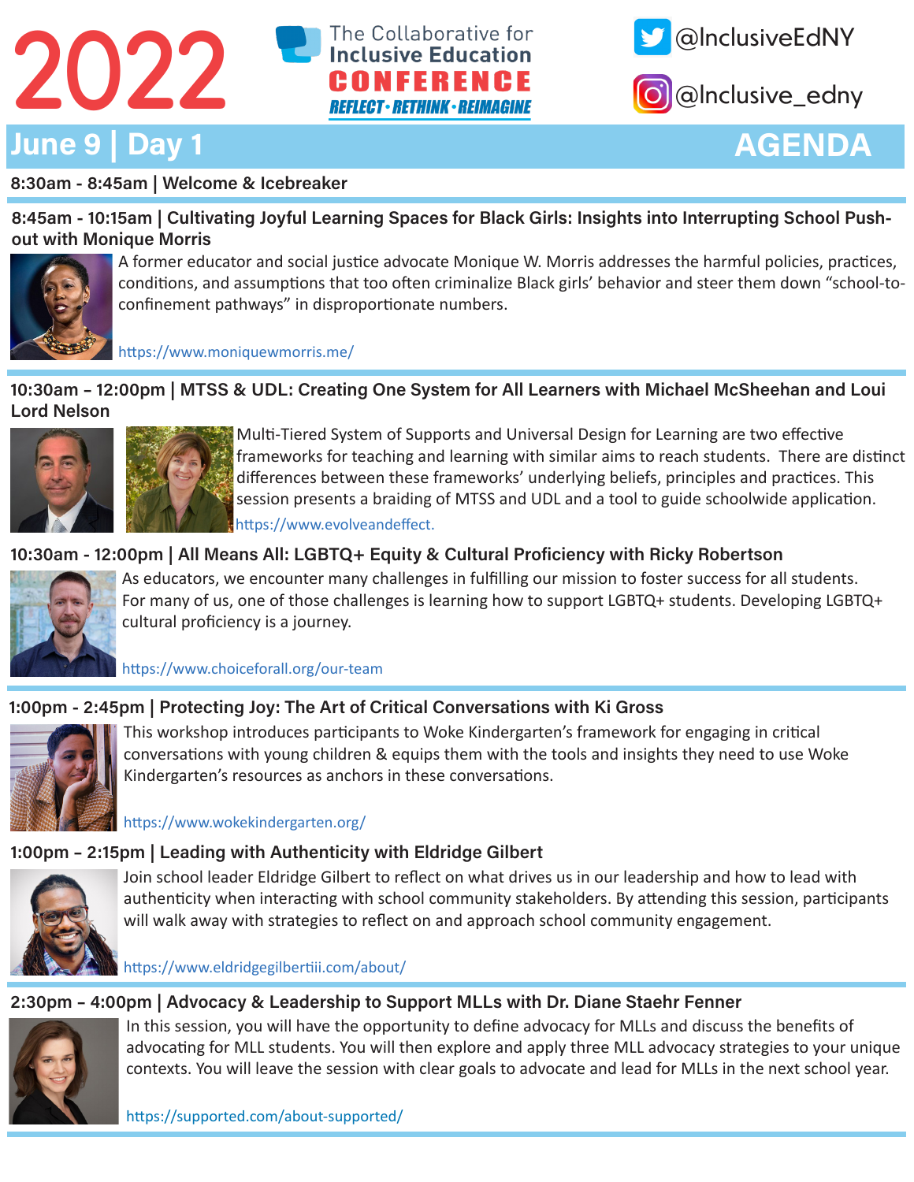# 2022

The Collaborative for Inclusive Education

**CONFERENCE**

*REFLECT · RETHINK · REIMAGINE*

@InclusiveEdNY

@Inclusive_edny

## June 9 | Day 1 — AGENDA

**8:30am - 8:45am | Welcome & Icebreaker**

**8:45am - 10:15am | Cultivating Joyful Learning Spaces for Black Girls: Insights into Interrupting School Push-out with Monique Morris**

A former educator and social justice advocate Monique W. Morris addresses the harmful policies, practices, conditions, and assumptions that too often criminalize Black girls' behavior and steer them down "school-to-confinement pathways" in disproportionate numbers.

https://www.moniquewmorris.me/

**10:30am – 12:00pm | MTSS & UDL: Creating One System for All Learners with Michael McSheehan and Loui Lord Nelson**

Multi-Tiered System of Supports and Universal Design for Learning are two effective frameworks for teaching and learning with similar aims to reach students. There are distinct differences between these frameworks' underlying beliefs, principles and practices. This session presents a braiding of MTSS and UDL and a tool to guide schoolwide application.

https://www.evolveandeffect.

**10:30am - 12:00pm | All Means All: LGBTQ+ Equity & Cultural Proficiency with Ricky Robertson**

As educators, we encounter many challenges in fulfilling our mission to foster success for all students. For many of us, one of those challenges is learning how to support LGBTQ+ students. Developing LGBTQ+ cultural proficiency is a journey.

https://www.choiceforall.org/our-team

**1:00pm - 2:45pm | Protecting Joy: The Art of Critical Conversations with Ki Gross**

This workshop introduces participants to Woke Kindergarten's framework for engaging in critical conversations with young children & equips them with the tools and insights they need to use Woke Kindergarten's resources as anchors in these conversations.

https://www.wokekindergarten.org/

**1:00pm – 2:15pm | Leading with Authenticity with Eldridge Gilbert**

Join school leader Eldridge Gilbert to reflect on what drives us in our leadership and how to lead with authenticity when interacting with school community stakeholders. By attending this session, participants will walk away with strategies to reflect on and approach school community engagement.

https://www.eldridgegilbertiii.com/about/

**2:30pm – 4:00pm | Advocacy & Leadership to Support MLLs with Dr. Diane Staehr Fenner**

In this session, you will have the opportunity to define advocacy for MLLs and discuss the benefits of advocating for MLL students. You will then explore and apply three MLL advocacy strategies to your unique contexts. You will leave the session with clear goals to advocate and lead for MLLs in the next school year.

https://supported.com/about-supported/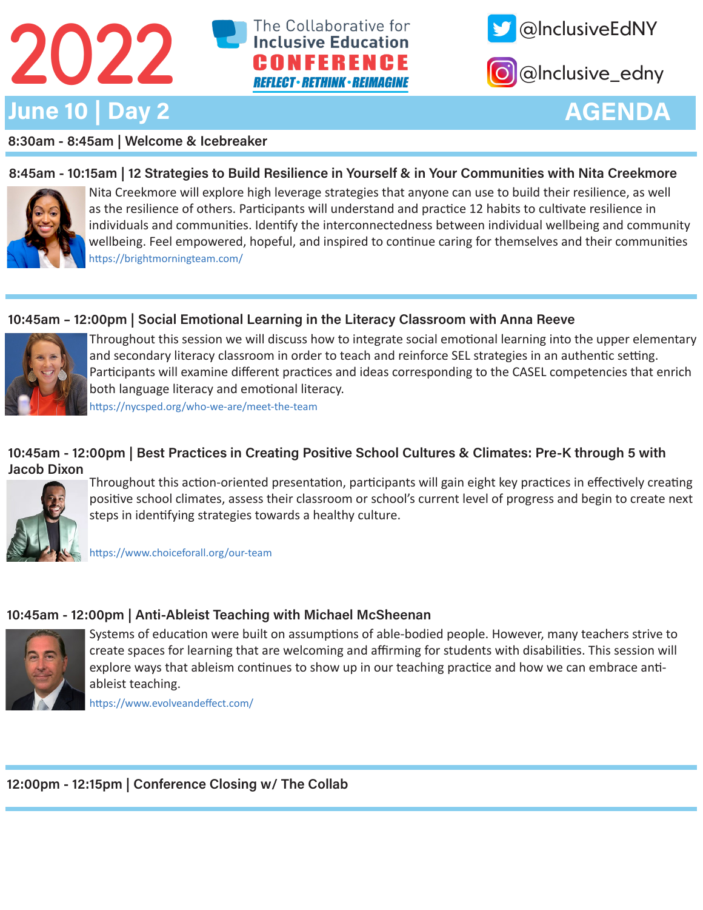# 2022

The Collaborative for Inclusive Education

**CONFERENCE**

***REFLECT · RETHINK · REIMAGINE***

@InclusiveEdNY

@Inclusive_edny

## June 10 | Day 2 — AGENDA

**8:30am - 8:45am | Welcome & Icebreaker**

**8:45am - 10:15am | 12 Strategies to Build Resilience in Yourself & in Your Communities with Nita Creekmore**

Nita Creekmore will explore high leverage strategies that anyone can use to build their resilience, as well as the resilience of others. Participants will understand and practice 12 habits to cultivate resilience in individuals and communities. Identify the interconnectedness between individual wellbeing and community wellbeing. Feel empowered, hopeful, and inspired to continue caring for themselves and their communities

https://brightmorningteam.com/

**10:45am – 12:00pm | Social Emotional Learning in the Literacy Classroom with Anna Reeve**

Throughout this session we will discuss how to integrate social emotional learning into the upper elementary and secondary literacy classroom in order to teach and reinforce SEL strategies in an authentic setting. Participants will examine different practices and ideas corresponding to the CASEL competencies that enrich both language literacy and emotional literacy.

https://nycsped.org/who-we-are/meet-the-team

**10:45am - 12:00pm | Best Practices in Creating Positive School Cultures & Climates: Pre-K through 5 with Jacob Dixon**

Throughout this action-oriented presentation, participants will gain eight key practices in effectively creating positive school climates, assess their classroom or school's current level of progress and begin to create next steps in identifying strategies towards a healthy culture.

https://www.choiceforall.org/our-team

**10:45am - 12:00pm | Anti-Ableist Teaching with Michael McSheenan**

Systems of education were built on assumptions of able-bodied people. However, many teachers strive to create spaces for learning that are welcoming and affirming for students with disabilities. This session will explore ways that ableism continues to show up in our teaching practice and how we can embrace anti-ableist teaching.

https://www.evolveandeffect.com/

**12:00pm - 12:15pm | Conference Closing w/ The Collab**